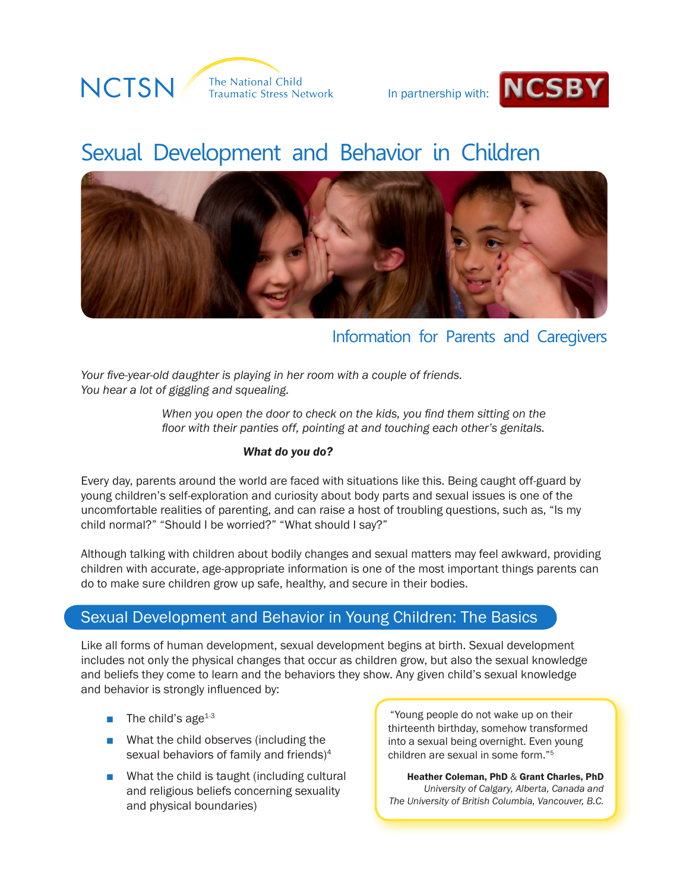NCTSN The National Child Traumatic Stress Network

In partnership with: NCSBY

# Sexual Development and Behavior in Children

## Information for Parents and Caregivers

*Your five-year-old daughter is playing in her room with a couple of friends. You hear a lot of giggling and squealing.*

*When you open the door to check on the kids, you find them sitting on the floor with their panties off, pointing at and touching each other's genitals.*

***What do you do?***

Every day, parents around the world are faced with situations like this. Being caught off-guard by young children's self-exploration and curiosity about body parts and sexual issues is one of the uncomfortable realities of parenting, and can raise a host of troubling questions, such as, "Is my child normal?" "Should I be worried?" "What should I say?"

Although talking with children about bodily changes and sexual matters may feel awkward, providing children with accurate, age-appropriate information is one of the most important things parents can do to make sure children grow up safe, healthy, and secure in their bodies.

## Sexual Development and Behavior in Young Children: The Basics

Like all forms of human development, sexual development begins at birth. Sexual development includes not only the physical changes that occur as children grow, but also the sexual knowledge and beliefs they come to learn and the behaviors they show. Any given child's sexual knowledge and behavior is strongly influenced by:

- The child's age[1-3]
- What the child observes (including the sexual behaviors of family and friends)[4]
- What the child is taught (including cultural and religious beliefs concerning sexuality and physical boundaries)

> "Young people do not wake up on their thirteenth birthday, somehow transformed into a sexual being overnight. Even young children are sexual in some form."[5]
>
> **Heather Coleman, PhD** & **Grant Charles, PhD**
> *University of Calgary, Alberta, Canada and The University of British Columbia, Vancouver, B.C.*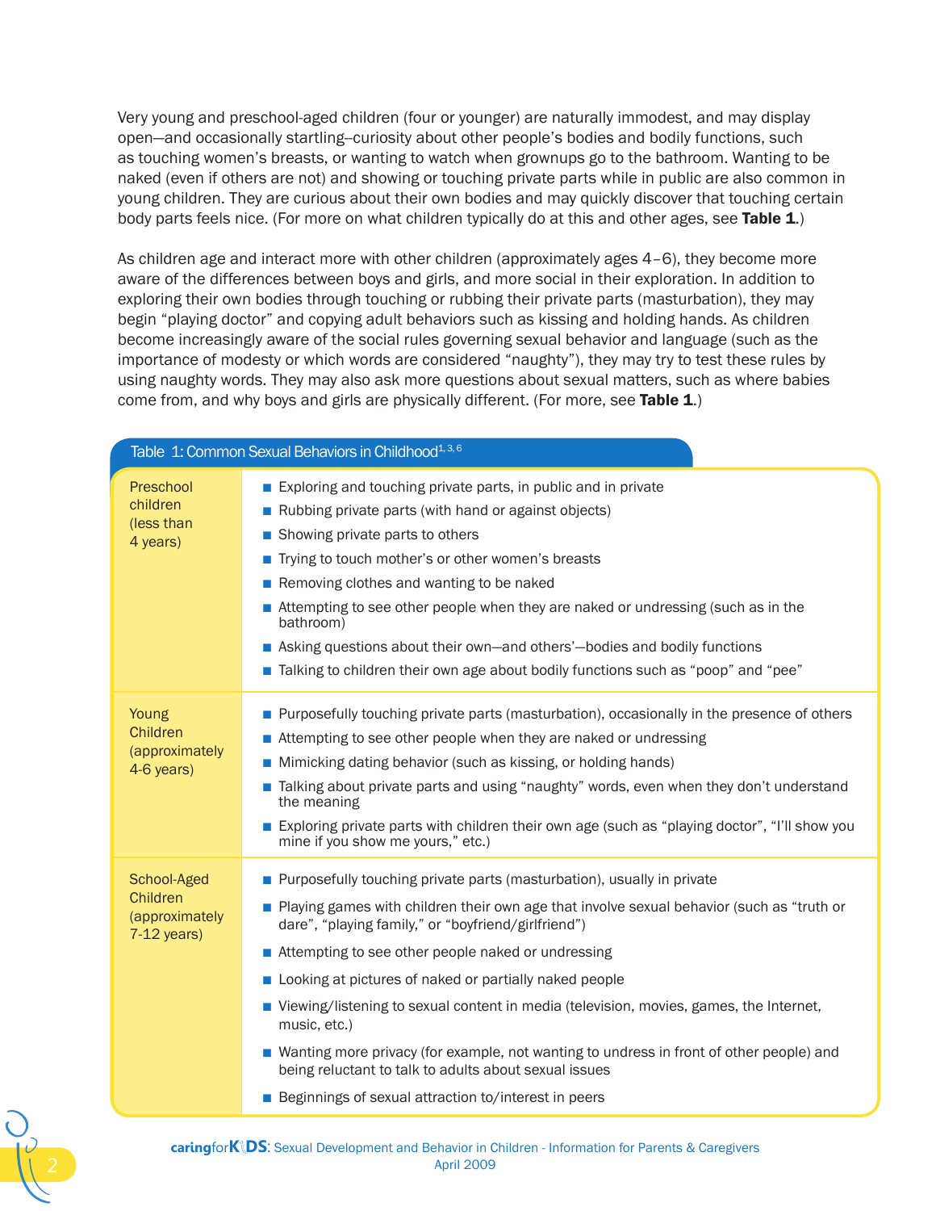Very young and preschool-aged children (four or younger) are naturally immodest, and may display open—and occasionally startling–curiosity about other people's bodies and bodily functions, such as touching women's breasts, or wanting to watch when grownups go to the bathroom. Wanting to be naked (even if others are not) and showing or touching private parts while in public are also common in young children. They are curious about their own bodies and may quickly discover that touching certain body parts feels nice. (For more on what children typically do at this and other ages, see **Table 1**.)

As children age and interact more with other children (approximately ages 4–6), they become more aware of the differences between boys and girls, and more social in their exploration. In addition to exploring their own bodies through touching or rubbing their private parts (masturbation), they may begin "playing doctor" and copying adult behaviors such as kissing and holding hands. As children become increasingly aware of the social rules governing sexual behavior and language (such as the importance of modesty or which words are considered "naughty"), they may try to test these rules by using naughty words. They may also ask more questions about sexual matters, such as where babies come from, and why boys and girls are physically different. (For more, see **Table 1**.)

**Table 1: Common Sexual Behaviors in Childhood**[1, 3, 6]

| Age Group | Common Behaviors |
|---|---|
| Preschool children (less than 4 years) | ■ Exploring and touching private parts, in public and in private<br>■ Rubbing private parts (with hand or against objects)<br>■ Showing private parts to others<br>■ Trying to touch mother's or other women's breasts<br>■ Removing clothes and wanting to be naked<br>■ Attempting to see other people when they are naked or undressing (such as in the bathroom)<br>■ Asking questions about their own—and others'—bodies and bodily functions<br>■ Talking to children their own age about bodily functions such as "poop" and "pee" |
| Young Children (approximately 4-6 years) | ■ Purposefully touching private parts (masturbation), occasionally in the presence of others<br>■ Attempting to see other people when they are naked or undressing<br>■ Mimicking dating behavior (such as kissing, or holding hands)<br>■ Talking about private parts and using "naughty" words, even when they don't understand the meaning<br>■ Exploring private parts with children their own age (such as "playing doctor", "I'll show you mine if you show me yours," etc.) |
| School-Aged Children (approximately 7-12 years) | ■ Purposefully touching private parts (masturbation), usually in private<br>■ Playing games with children their own age that involve sexual behavior (such as "truth or dare", "playing family," or "boyfriend/girlfriend")<br>■ Attempting to see other people naked or undressing<br>■ Looking at pictures of naked or partially naked people<br>■ Viewing/listening to sexual content in media (television, movies, games, the Internet, music, etc.)<br>■ Wanting more privacy (for example, not wanting to undress in front of other people) and being reluctant to talk to adults about sexual issues<br>■ Beginnings of sexual attraction to/interest in peers |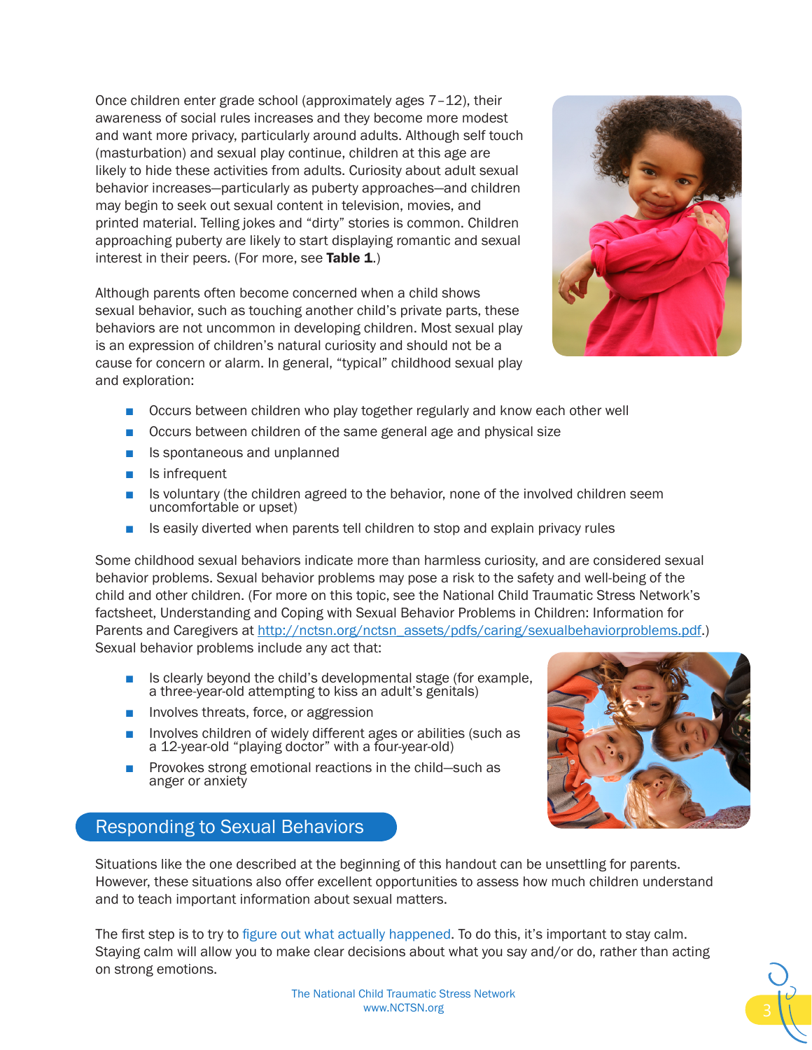Once children enter grade school (approximately ages 7–12), their awareness of social rules increases and they become more modest and want more privacy, particularly around adults. Although self touch (masturbation) and sexual play continue, children at this age are likely to hide these activities from adults. Curiosity about adult sexual behavior increases—particularly as puberty approaches—and children may begin to seek out sexual content in television, movies, and printed material. Telling jokes and "dirty" stories is common. Children approaching puberty are likely to start displaying romantic and sexual interest in their peers. (For more, see **Table 1**.)

Although parents often become concerned when a child shows sexual behavior, such as touching another child's private parts, these behaviors are not uncommon in developing children. Most sexual play is an expression of children's natural curiosity and should not be a cause for concern or alarm. In general, "typical" childhood sexual play and exploration:

- Occurs between children who play together regularly and know each other well
- Occurs between children of the same general age and physical size
- Is spontaneous and unplanned
- Is infrequent
- Is voluntary (the children agreed to the behavior, none of the involved children seem uncomfortable or upset)
- Is easily diverted when parents tell children to stop and explain privacy rules

Some childhood sexual behaviors indicate more than harmless curiosity, and are considered sexual behavior problems. Sexual behavior problems may pose a risk to the safety and well-being of the child and other children. (For more on this topic, see the National Child Traumatic Stress Network's factsheet, Understanding and Coping with Sexual Behavior Problems in Children: Information for Parents and Caregivers at http://nctsn.org/nctsn_assets/pdfs/caring/sexualbehaviorproblems.pdf.) Sexual behavior problems include any act that:

- Is clearly beyond the child's developmental stage (for example, a three-year-old attempting to kiss an adult's genitals)
- Involves threats, force, or aggression
- Involves children of widely different ages or abilities (such as a 12-year-old "playing doctor" with a four-year-old)
- Provokes strong emotional reactions in the child—such as anger or anxiety

## Responding to Sexual Behaviors

Situations like the one described at the beginning of this handout can be unsettling for parents. However, these situations also offer excellent opportunities to assess how much children understand and to teach important information about sexual matters.

The first step is to try to figure out what actually happened. To do this, it's important to stay calm. Staying calm will allow you to make clear decisions about what you say and/or do, rather than acting on strong emotions.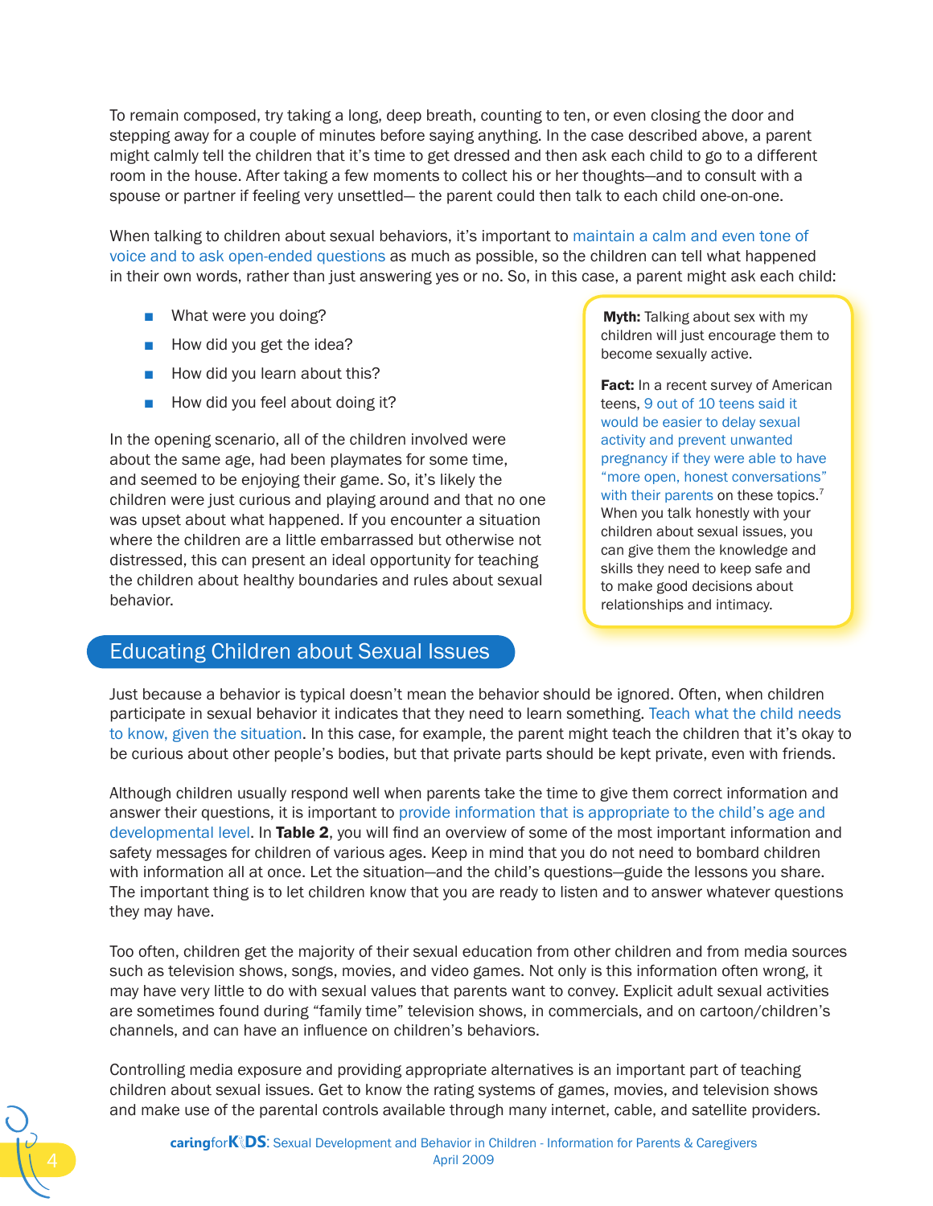To remain composed, try taking a long, deep breath, counting to ten, or even closing the door and stepping away for a couple of minutes before saying anything. In the case described above, a parent might calmly tell the children that it's time to get dressed and then ask each child to go to a different room in the house. After taking a few moments to collect his or her thoughts—and to consult with a spouse or partner if feeling very unsettled— the parent could then talk to each child one-on-one.

When talking to children about sexual behaviors, it's important to maintain a calm and even tone of voice and to ask open-ended questions as much as possible, so the children can tell what happened in their own words, rather than just answering yes or no. So, in this case, a parent might ask each child:

- What were you doing?
- How did you get the idea?
- How did you learn about this?
- How did you feel about doing it?

In the opening scenario, all of the children involved were about the same age, had been playmates for some time, and seemed to be enjoying their game. So, it's likely the children were just curious and playing around and that no one was upset about what happened. If you encounter a situation where the children are a little embarrassed but otherwise not distressed, this can present an ideal opportunity for teaching the children about healthy boundaries and rules about sexual behavior.

> **Myth:** Talking about sex with my children will just encourage them to become sexually active.
>
> **Fact:** In a recent survey of American teens, 9 out of 10 teens said it would be easier to delay sexual activity and prevent unwanted pregnancy if they were able to have "more open, honest conversations" with their parents on these topics.[7] When you talk honestly with your children about sexual issues, you can give them the knowledge and skills they need to keep safe and to make good decisions about relationships and intimacy.

## Educating Children about Sexual Issues

Just because a behavior is typical doesn't mean the behavior should be ignored. Often, when children participate in sexual behavior it indicates that they need to learn something. Teach what the child needs to know, given the situation. In this case, for example, the parent might teach the children that it's okay to be curious about other people's bodies, but that private parts should be kept private, even with friends.

Although children usually respond well when parents take the time to give them correct information and answer their questions, it is important to provide information that is appropriate to the child's age and developmental level. In **Table 2**, you will find an overview of some of the most important information and safety messages for children of various ages. Keep in mind that you do not need to bombard children with information all at once. Let the situation—and the child's questions—guide the lessons you share. The important thing is to let children know that you are ready to listen and to answer whatever questions they may have.

Too often, children get the majority of their sexual education from other children and from media sources such as television shows, songs, movies, and video games. Not only is this information often wrong, it may have very little to do with sexual values that parents want to convey. Explicit adult sexual activities are sometimes found during "family time" television shows, in commercials, and on cartoon/children's channels, and can have an influence on children's behaviors.

Controlling media exposure and providing appropriate alternatives is an important part of teaching children about sexual issues. Get to know the rating systems of games, movies, and television shows and make use of the parental controls available through many internet, cable, and satellite providers.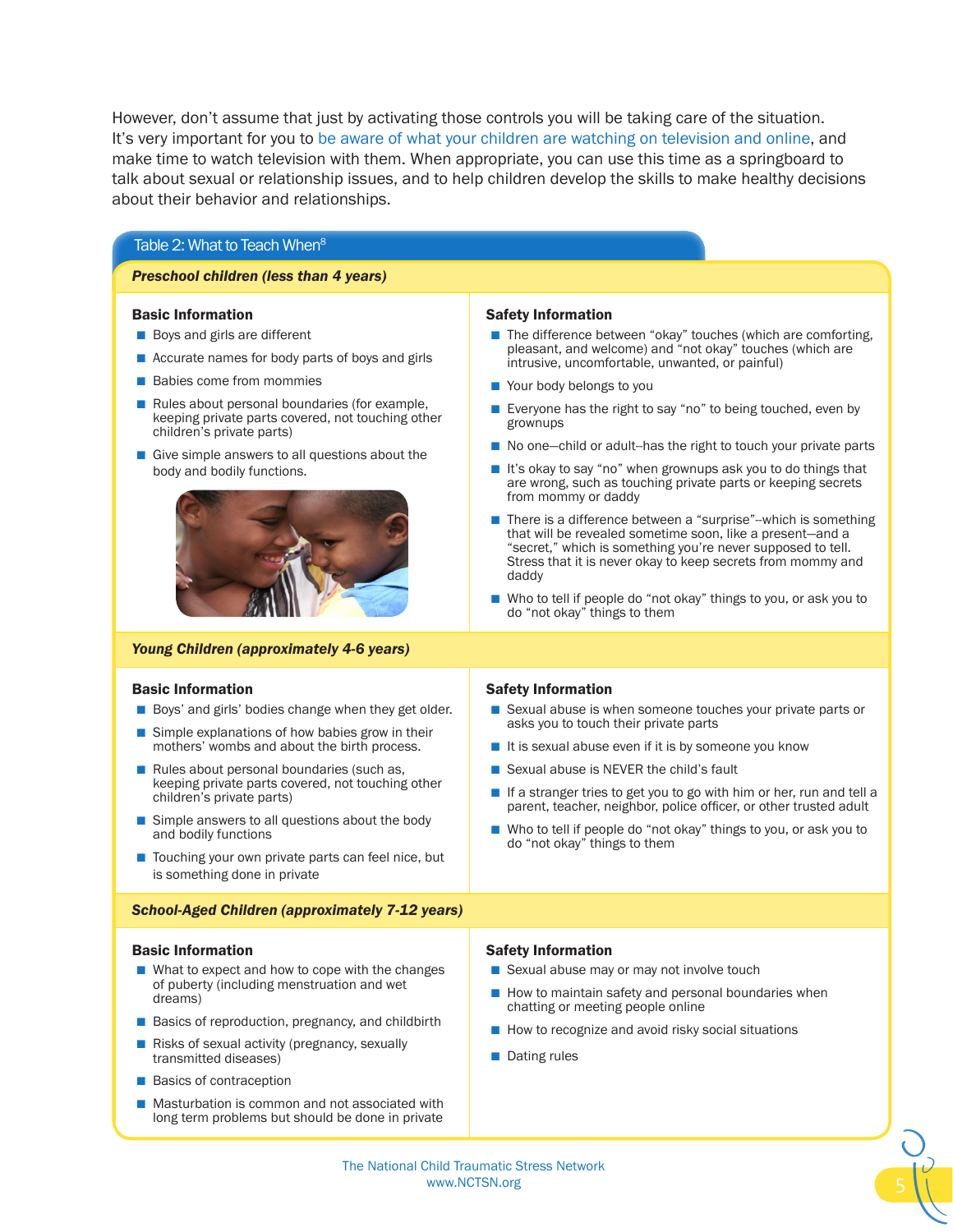However, don't assume that just by activating those controls you will be taking care of the situation. It's very important for you to be aware of what your children are watching on television and online, and make time to watch television with them. When appropriate, you can use this time as a springboard to talk about sexual or relationship issues, and to help children develop the skills to make healthy decisions about their behavior and relationships.

## Table 2: What to Teach When[8]

### *Preschool children (less than 4 years)*

**Basic Information**

- Boys and girls are different
- Accurate names for body parts of boys and girls
- Babies come from mommies
- Rules about personal boundaries (for example, keeping private parts covered, not touching other children's private parts)
- Give simple answers to all questions about the body and bodily functions.

**Safety Information**

- The difference between "okay" touches (which are comforting, pleasant, and welcome) and "not okay" touches (which are intrusive, uncomfortable, unwanted, or painful)
- Your body belongs to you
- Everyone has the right to say "no" to being touched, even by grownups
- No one—child or adult–has the right to touch your private parts
- It's okay to say "no" when grownups ask you to do things that are wrong, such as touching private parts or keeping secrets from mommy or daddy
- There is a difference between a "surprise"–which is something that will be revealed sometime soon, like a present—and a "secret," which is something you're never supposed to tell. Stress that it is never okay to keep secrets from mommy and daddy
- Who to tell if people do "not okay" things to you, or ask you to do "not okay" things to them

### *Young Children (approximately 4-6 years)*

**Basic Information**

- Boys' and girls' bodies change when they get older.
- Simple explanations of how babies grow in their mothers' wombs and about the birth process.
- Rules about personal boundaries (such as, keeping private parts covered, not touching other children's private parts)
- Simple answers to all questions about the body and bodily functions
- Touching your own private parts can feel nice, but is something done in private

**Safety Information**

- Sexual abuse is when someone touches your private parts or asks you to touch their private parts
- It is sexual abuse even if it is by someone you know
- Sexual abuse is NEVER the child's fault
- If a stranger tries to get you to go with him or her, run and tell a parent, teacher, neighbor, police officer, or other trusted adult
- Who to tell if people do "not okay" things to you, or ask you to do "not okay" things to them

### *School-Aged Children (approximately 7-12 years)*

**Basic Information**

- What to expect and how to cope with the changes of puberty (including menstruation and wet dreams)
- Basics of reproduction, pregnancy, and childbirth
- Risks of sexual activity (pregnancy, sexually transmitted diseases)
- Basics of contraception
- Masturbation is common and not associated with long term problems but should be done in private

**Safety Information**

- Sexual abuse may or may not involve touch
- How to maintain safety and personal boundaries when chatting or meeting people online
- How to recognize and avoid risky social situations
- Dating rules

The National Child Traumatic Stress Network
www.NCTSN.org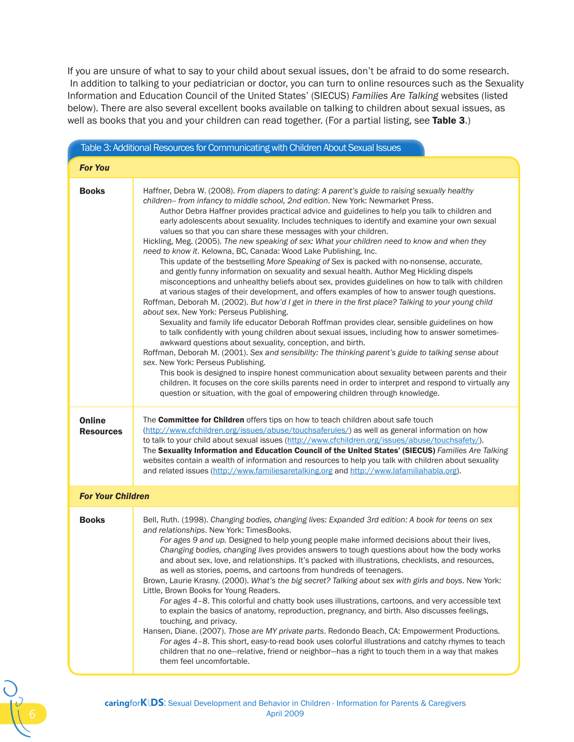If you are unsure of what to say to your child about sexual issues, don't be afraid to do some research. In addition to talking to your pediatrician or doctor, you can turn to online resources such as the Sexuality Information and Education Council of the United States' (SIECUS) *Families Are Talking* websites (listed below). There are also several excellent books available on talking to children about sexual issues, as well as books that you and your children can read together. (For a partial listing, see **Table 3**.)

**Table 3: Additional Resources for Communicating with Children About Sexual Issues**

| | |
|---|---|
| ***For You*** | |
| **Books** | Haffner, Debra W. (2008). *From diapers to dating: A parent's guide to raising sexually healthy children– from infancy to middle school, 2nd edition*. New York: Newmarket Press.<br>Author Debra Haffner provides practical advice and guidelines to help you talk to children and early adolescents about sexuality. Includes techniques to identify and examine your own sexual values so that you can share these messages with your children.<br>Hickling, Meg. (2005). *The new speaking of sex: What your children need to know and when they need to know it*. Kelowna, BC, Canada: Wood Lake Publishing, Inc.<br>This update of the bestselling *More Speaking of Sex* is packed with no-nonsense, accurate, and gently funny information on sexuality and sexual health. Author Meg Hickling dispels misconceptions and unhealthy beliefs about sex, provides guidelines on how to talk with children at various stages of their development, and offers examples of how to answer tough questions.<br>Roffman, Deborah M. (2002). *But how'd I get in there in the first place? Talking to your young child about sex*. New York: Perseus Publishing.<br>Sexuality and family life educator Deborah Roffman provides clear, sensible guidelines on how to talk confidently with young children about sexual issues, including how to answer sometimes-awkward questions about sexuality, conception, and birth.<br>Roffman, Deborah M. (2001). *Sex and sensibility: The thinking parent's guide to talking sense about sex*. New York: Perseus Publishing.<br>This book is designed to inspire honest communication about sexuality between parents and their children. It focuses on the core skills parents need in order to interpret and respond to virtually any question or situation, with the goal of empowering children through knowledge. |
| **Online Resources** | The **Committee for Children** offers tips on how to teach children about safe touch (http://www.cfchildren.org/issues/abuse/touchsaferules/) as well as general information on how to talk to your child about sexual issues (http://www.cfchildren.org/issues/abuse/touchsafety/).<br>The **Sexuality Information and Education Council of the United States' (SIECUS)** *Families Are Talking* websites contain a wealth of information and resources to help you talk with children about sexuality and related issues (http://www.familiesaretalking.org and http://www.lafamiliahabla.org). |
| ***For Your Children*** | |
| **Books** | Bell, Ruth. (1998). *Changing bodies, changing lives: Expanded 3rd edition: A book for teens on sex and relationships*. New York: TimesBooks.<br>*For ages 9 and up.* Designed to help young people make informed decisions about their lives, *Changing bodies, changing lives* provides answers to tough questions about how the body works and about sex, love, and relationships. It's packed with illustrations, checklists, and resources, as well as stories, poems, and cartoons from hundreds of teenagers.<br>Brown, Laurie Krasny. (2000). *What's the big secret? Talking about sex with girls and boys*. New York: Little, Brown Books for Young Readers.<br>*For ages 4–8.* This colorful and chatty book uses illustrations, cartoons, and very accessible text to explain the basics of anatomy, reproduction, pregnancy, and birth. Also discusses feelings, touching, and privacy.<br>Hansen, Diane. (2007). *Those are MY private parts*. Redondo Beach, CA: Empowerment Productions.<br>*For ages 4–8.* This short, easy-to-read book uses colorful illustrations and catchy rhymes to teach children that no one—relative, friend or neighbor—has a right to touch them in a way that makes them feel uncomfortable. |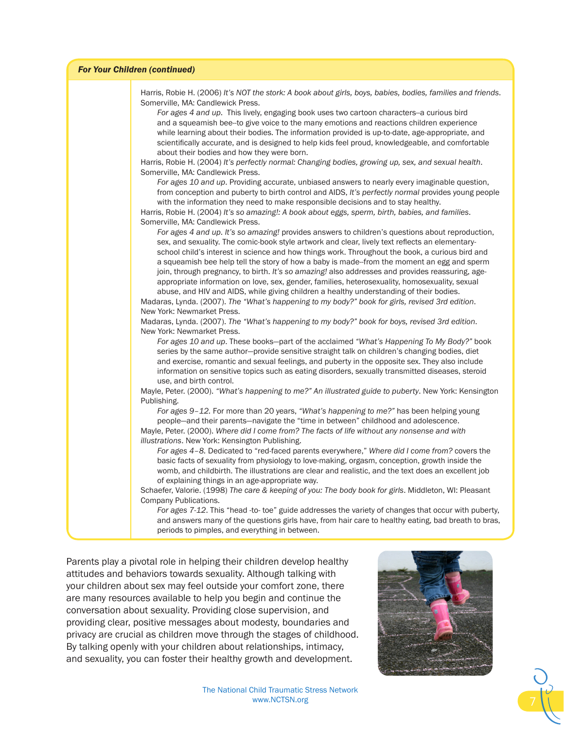**For Your Children (continued)**

Harris, Robie H. (2006) *It's NOT the stork: A book about girls, boys, babies, bodies, families and friends*. Somerville, MA: Candlewick Press.

*For ages 4 and up*. This lively, engaging book uses two cartoon characters--a curious bird and a squeamish bee--to give voice to the many emotions and reactions children experience while learning about their bodies. The information provided is up-to-date, age-appropriate, and scientifically accurate, and is designed to help kids feel proud, knowledgeable, and comfortable about their bodies and how they were born.

Harris, Robie H. (2004) *It's perfectly normal: Changing bodies, growing up, sex, and sexual health*. Somerville, MA: Candlewick Press.

*For ages 10 and up*. Providing accurate, unbiased answers to nearly every imaginable question, from conception and puberty to birth control and AIDS, *It's perfectly normal* provides young people with the information they need to make responsible decisions and to stay healthy.

Harris, Robie H. (2004) *It's so amazing!: A book about eggs, sperm, birth, babies, and families*. Somerville, MA: Candlewick Press.

*For ages 4 and up*. *It's so amazing!* provides answers to children's questions about reproduction, sex, and sexuality. The comic-book style artwork and clear, lively text reflects an elementary-school child's interest in science and how things work. Throughout the book, a curious bird and a squeamish bee help tell the story of how a baby is made--from the moment an egg and sperm join, through pregnancy, to birth. *It's so amazing!* also addresses and provides reassuring, age-appropriate information on love, sex, gender, families, heterosexuality, homosexuality, sexual abuse, and HIV and AIDS, while giving children a healthy understanding of their bodies.

Madaras, Lynda. (2007). *The "What's happening to my body?" book for girls, revised 3rd edition*. New York: Newmarket Press.

Madaras, Lynda. (2007). *The "What's happening to my body?" book for boys, revised 3rd edition*. New York: Newmarket Press.

*For ages 10 and up*. These books—part of the acclaimed *"What's Happening To My Body?"* book series by the same author—provide sensitive straight talk on children's changing bodies, diet and exercise, romantic and sexual feelings, and puberty in the opposite sex. They also include information on sensitive topics such as eating disorders, sexually transmitted diseases, steroid use, and birth control.

Mayle, Peter. (2000). *"What's happening to me?" An illustrated guide to puberty*. New York: Kensington Publishing.

*For ages 9–12*. For more than 20 years, *"What's happening to me?"* has been helping young people—and their parents—navigate the "time in between" childhood and adolescence.

Mayle, Peter. (2000). *Where did I come from? The facts of life without any nonsense and with illustrations*. New York: Kensington Publishing.

*For ages 4–8*. Dedicated to "red-faced parents everywhere," *Where did I come from?* covers the basic facts of sexuality from physiology to love-making, orgasm, conception, growth inside the womb, and childbirth. The illustrations are clear and realistic, and the text does an excellent job of explaining things in an age-appropriate way.

Schaefer, Valorie. (1998) *The care & keeping of you: The body book for girls*. Middleton, WI: Pleasant Company Publications.

*For ages 7-12*. This "head -to- toe" guide addresses the variety of changes that occur with puberty, and answers many of the questions girls have, from hair care to healthy eating, bad breath to bras, periods to pimples, and everything in between.

Parents play a pivotal role in helping their children develop healthy attitudes and behaviors towards sexuality. Although talking with your children about sex may feel outside your comfort zone, there are many resources available to help you begin and continue the conversation about sexuality. Providing close supervision, and providing clear, positive messages about modesty, boundaries and privacy are crucial as children move through the stages of childhood. By talking openly with your children about relationships, intimacy, and sexuality, you can foster their healthy growth and development.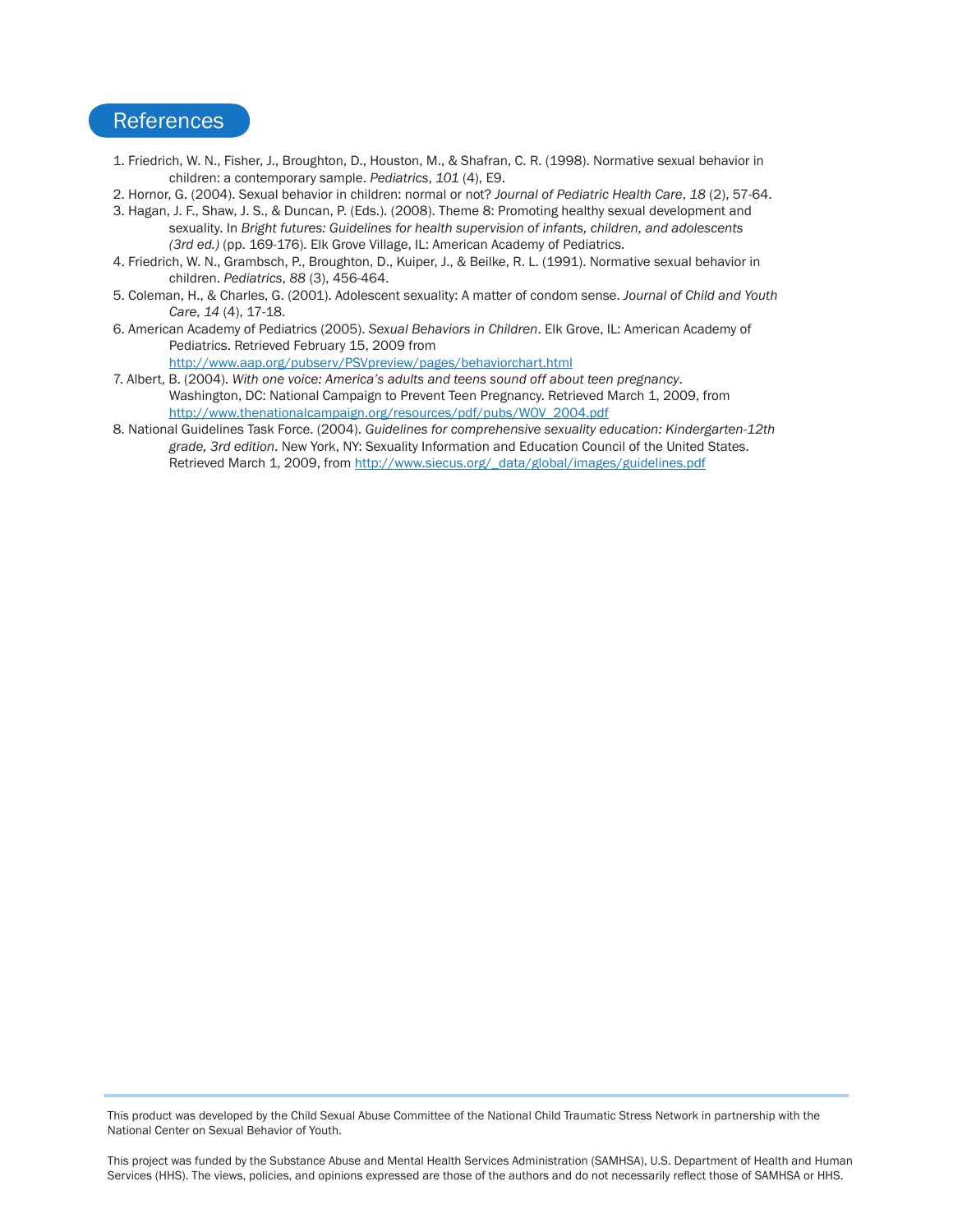## References

1. Friedrich, W. N., Fisher, J., Broughton, D., Houston, M., & Shafran, C. R. (1998). Normative sexual behavior in children: a contemporary sample. *Pediatrics*, *101* (4), E9.
2. Hornor, G. (2004). Sexual behavior in children: normal or not? *Journal of Pediatric Health Care*, *18* (2), 57-64.
3. Hagan, J. F., Shaw, J. S., & Duncan, P. (Eds.). (2008). Theme 8: Promoting healthy sexual development and sexuality. In *Bright futures: Guidelines for health supervision of infants, children, and adolescents (3rd ed.)* (pp. 169-176). Elk Grove Village, IL: American Academy of Pediatrics.
4. Friedrich, W. N., Grambsch, P., Broughton, D., Kuiper, J., & Beilke, R. L. (1991). Normative sexual behavior in children. *Pediatrics*, *88* (3), 456-464.
5. Coleman, H., & Charles, G. (2001). Adolescent sexuality: A matter of condom sense. *Journal of Child and Youth Care*, *14* (4), 17-18.
6. American Academy of Pediatrics (2005). *Sexual Behaviors in Children*. Elk Grove, IL: American Academy of Pediatrics. Retrieved February 15, 2009 from http://www.aap.org/pubserv/PSVpreview/pages/behaviorchart.html
7. Albert, B. (2004). *With one voice: America's adults and teens sound off about teen pregnancy*. Washington, DC: National Campaign to Prevent Teen Pregnancy. Retrieved March 1, 2009, from http://www.thenationalcampaign.org/resources/pdf/pubs/WOV_2004.pdf
8. National Guidelines Task Force. (2004). *Guidelines for comprehensive sexuality education: Kindergarten-12th grade, 3rd edition*. New York, NY: Sexuality Information and Education Council of the United States. Retrieved March 1, 2009, from http://www.siecus.org/_data/global/images/guidelines.pdf

---

This product was developed by the Child Sexual Abuse Committee of the National Child Traumatic Stress Network in partnership with the National Center on Sexual Behavior of Youth.

This project was funded by the Substance Abuse and Mental Health Services Administration (SAMHSA), U.S. Department of Health and Human Services (HHS). The views, policies, and opinions expressed are those of the authors and do not necessarily reflect those of SAMHSA or HHS.